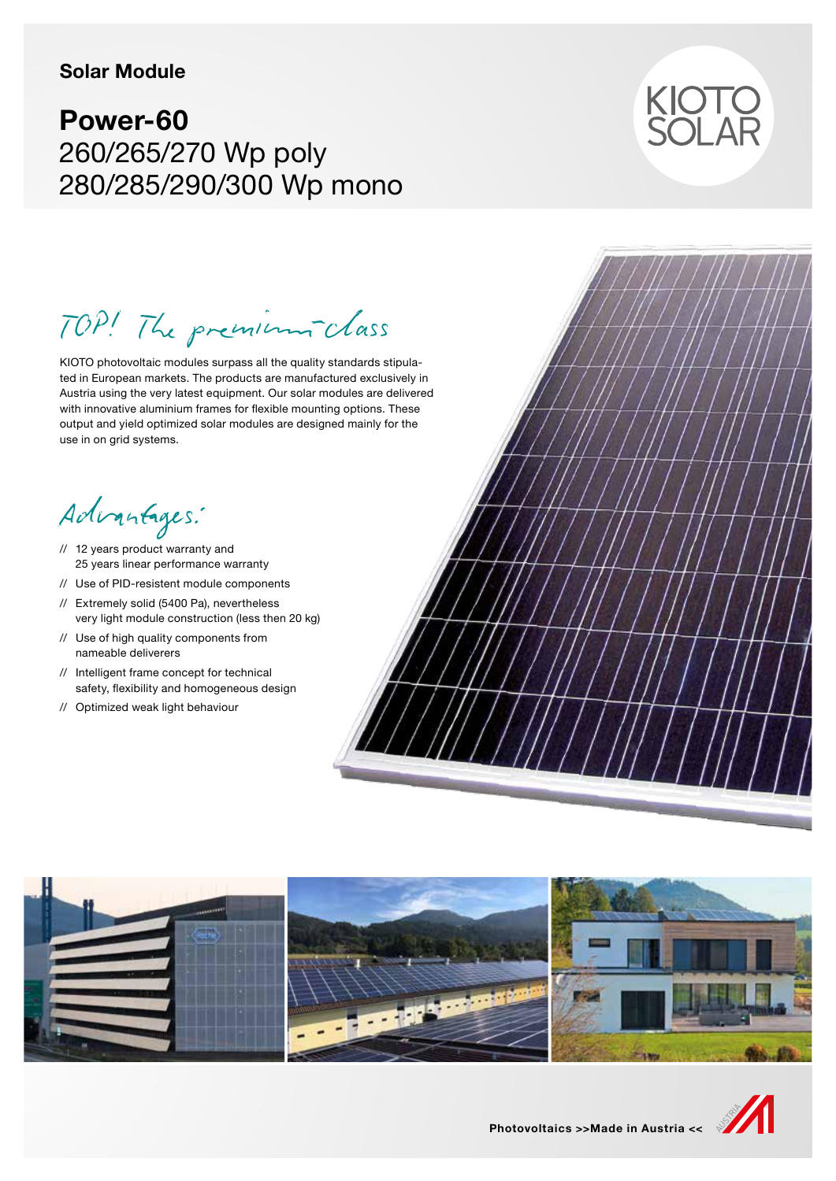Solar Module

# Power-60

## 260/265/270 Wp poly
## 280/285/290/300 Wp mono

KIOTO SOLAR

*TOP! The premium-class*

KIOTO photovoltaic modules surpass all the quality standards stipulated in European markets. The products are manufactured exclusively in Austria using the very latest equipment. Our solar modules are delivered with innovative aluminium frames for flexible mounting options. These output and yield optimized solar modules are designed mainly for the use in on grid systems.

*Advantages:*

- // 12 years product warranty and 25 years linear performance warranty
- // Use of PID-resistent module components
- // Extremely solid (5400 Pa), nevertheless very light module construction (less then 20 kg)
- // Use of high quality components from nameable deliverers
- // Intelligent frame concept for technical safety, flexibility and homogeneous design
- // Optimized weak light behaviour

**Photovoltaics >>Made in Austria <<**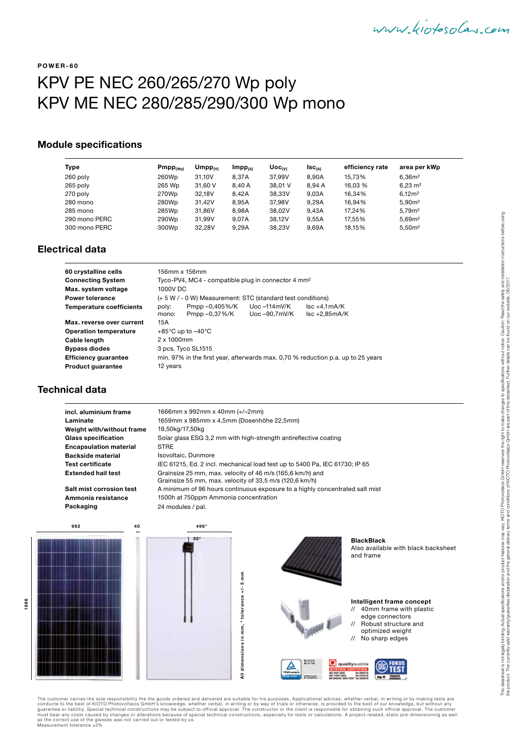www.kiotosolar.com

**POWER-60**

# KPV PE NEC 260/265/270 Wp poly
# KPV ME NEC 280/285/290/300 Wp mono

## Module specifications

| Type | $Pmpp_{[Wp]}$ | $Umpp_{[V]}$ | $Impp_{[A]}$ | $Uoc_{[V]}$ | $Isc_{[A]}$ | efficiency rate | area per kWp |
|---|---|---|---|---|---|---|---|
| 260 poly | 260Wp | 31,10V | 8,37A | 37,99V | 8,90A | 15,73% | 6,36m² |
| 265 poly | 265 Wp | 31,60 V | 8,40 A | 38,01 V | 8,94 A | 16,03 % | 6,23 m² |
| 270 poly | 270Wp | 32,18V | 8,42A | 38,33V | 9,03A | 16,34% | 6,12m² |
| 280 mono | 280Wp | 31,42V | 8,95A | 37,98V | 9,29A | 16,94% | 5,90m² |
| 285 mono | 285Wp | 31,86V | 8,98A | 38,02V | 9,43A | 17,24% | 5,79m² |
| 290 mono PERC | 290Wp | 31,99V | 9,07A | 38,12V | 9,55A | 17,55% | 5,69m² |
| 300 mono PERC | 300Wp | 32,28V | 9,29A | 38,23V | 9,69A | 18,15% | 5,50m² |

## Electrical data

| | |
|---|---|
| **60 crystalline cells** | 156mm x 156mm |
| **Connecting System** | Tyco-PV4, MC4 - compatible plug in connector 4 mm² |
| **Max. system voltage** | 1000V DC |
| **Power tolerance** | (+ 5 W / - 0 W) Measurement: STC (standard test conditions) |
| **Temperature coefficients** | poly: Pmpp –0,405%/K Uoc –114mV/K Isc +4,1mA/K<br>mono: Pmpp –0,37%/K Uoc –90,7mV/K Isc +2,85mA/K |
| **Max. reverse over current** | 15A |
| **Operation temperature** | +85°C up to –40°C |
| **Cable length** | 2 x 1000mm |
| **Bypass diodes** | 3 pcs. Tyco SL1515 |
| **Efficiency guarantee** | min. 97% in the first year, afterwards max. 0,70 % reduction p.a. up to 25 years |
| **Product guarantee** | 12 years |

## Technical data

| | |
|---|---|
| **incl. aluminium frame** | 1666mm x 992mm x 40mm (+/–2mm) |
| **Laminate** | 1659mm x 985mm x 4,5mm (Dosenhöhe 22,5mm) |
| **Weight with/without frame** | 19,50kg/17,50kg |
| **Glass specification** | Solar glass ESG 3,2 mm with high-strength antireflective coating |
| **Encapsulation material** | STRE |
| **Backside material** | Isovoltaic, Dunmore |
| **Test certificate** | IEC 61215, Ed. 2 incl. mechanical load test up to 5400 Pa, IEC 61730; IP 65 |
| **Extended hail test** | Grainsize 25 mm, max. velocity of 46 m/s (165,6 km/h) and<br>Grainsize 55 mm, max. velocity of 33,5 m/s (120,6 km/h) |
| **Salt mist corrosion test** | A minimum of 96 hours continuous exposure to a highly concentrated salt mist |
| **Ammonia resistance** | 1500h at 750ppm Ammonia concentration |
| **Packaging** | 24 modules / pal. |

992
40
496*
30*
1666

All dimensions in mm, * tolerance +/- 5 mm

**BlackBlack**
Also available with black backsheet and frame

**Intelligent frame concept**
// 40mm frame with plastic edge connectors
// Robust structure and optimized weight
// No sharp edges

The customer carries the sole responsibility the the goods ordered and delivered are suitable for his purposes. Applicational advices, whether verbal, in writing or by making tests are conducte to the best of KIOTO Photovoltaics GmbH's knowledge, whether verbal, in writing or by way of trials or otherwise, is provided to the best of our knowledge, but without any guarantee or liablitiy. Special technical constructions may be subject to official approval. The constructor or the client is responsible for obtaining such official approval. The customer must bear any costs caused by changes or alterations because of special technical constructions, especially for tests or calculations. A project-related, static pre-dimensioning as well as the correct use of the glasses was not carried out or tested by us.
Measurement tolerance ±3%

This datasheet is not legally binding. Actual specifications and/or product features may vary. KIOTO Photovoltaics GmbH reserves the right to make changes to specifications without notice. Caution: Read the safety and installation instructions before using the product. The currently valid warranty/guarantee declaration and the general delivery terms and conditions of KIOTO Photovoltaics GmbH are part of this datasheet. Further details can be found on our website. 06/2017